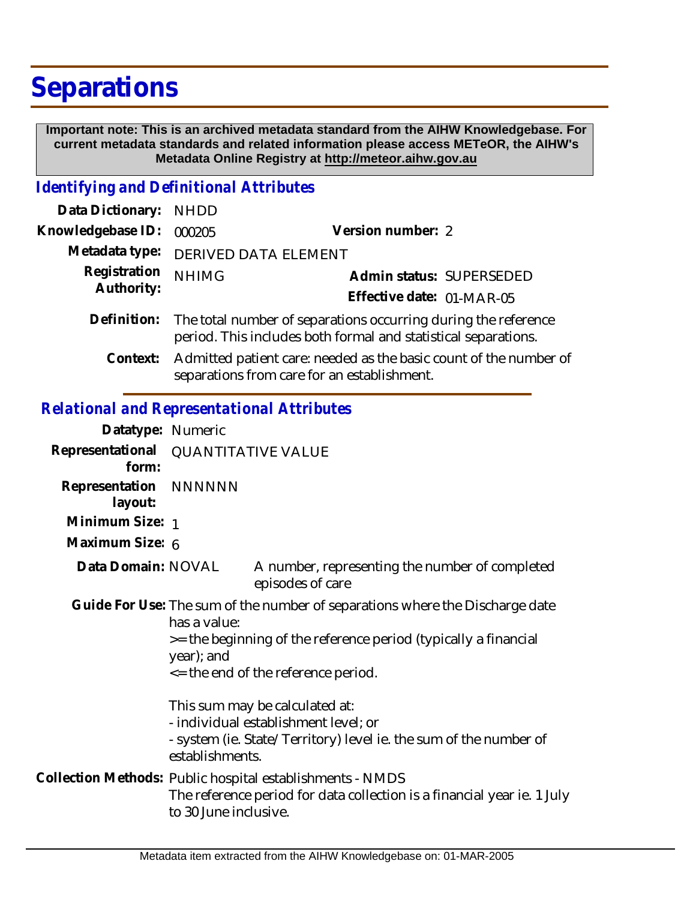# Separations

**Important note: This is an archived metadata standard from the AIHW Knowledgebase. For current metadata standards and related information please access METeOR, the AIHW's Metadata Online Registry at http://meteor.aihw.gov.au**

## *Identifying and Definitional Attributes*

**Data Dictionary:** NHDD

**Knowledgebase ID:** 000205

**Version number:** 2

**Metadata type:** DERIVED DATA ELEMENT

**Registration Authority:** NHIMG

**Admin status:** SUPERSEDED

**Effective date:** 01-MAR-05

**Definition:** The total number of separations occurring during the reference period. This includes both formal and statistical separations.

**Context:** Admitted patient care: needed as the basic count of the number of separations from care for an establishment.

## *Relational and Representational Attributes*

**Datatype:** Numeric

**Representational form:** QUANTITATIVE VALUE

**Representation layout:** NNNNNN

**Minimum Size:** 1

**Maximum Size:** 6

**Data Domain:** NOVAL — A number, representing the number of completed episodes of care

**Guide For Use:** The sum of the number of separations where the Discharge date has a value:
>= the beginning of the reference period (typically a financial year); and
<= the end of the reference period.

This sum may be calculated at:
- individual establishment level; or
- system (ie. State/Territory) level ie. the sum of the number of establishments.

**Collection Methods:** Public hospital establishments - NMDS
The reference period for data collection is a financial year ie. 1 July to 30 June inclusive.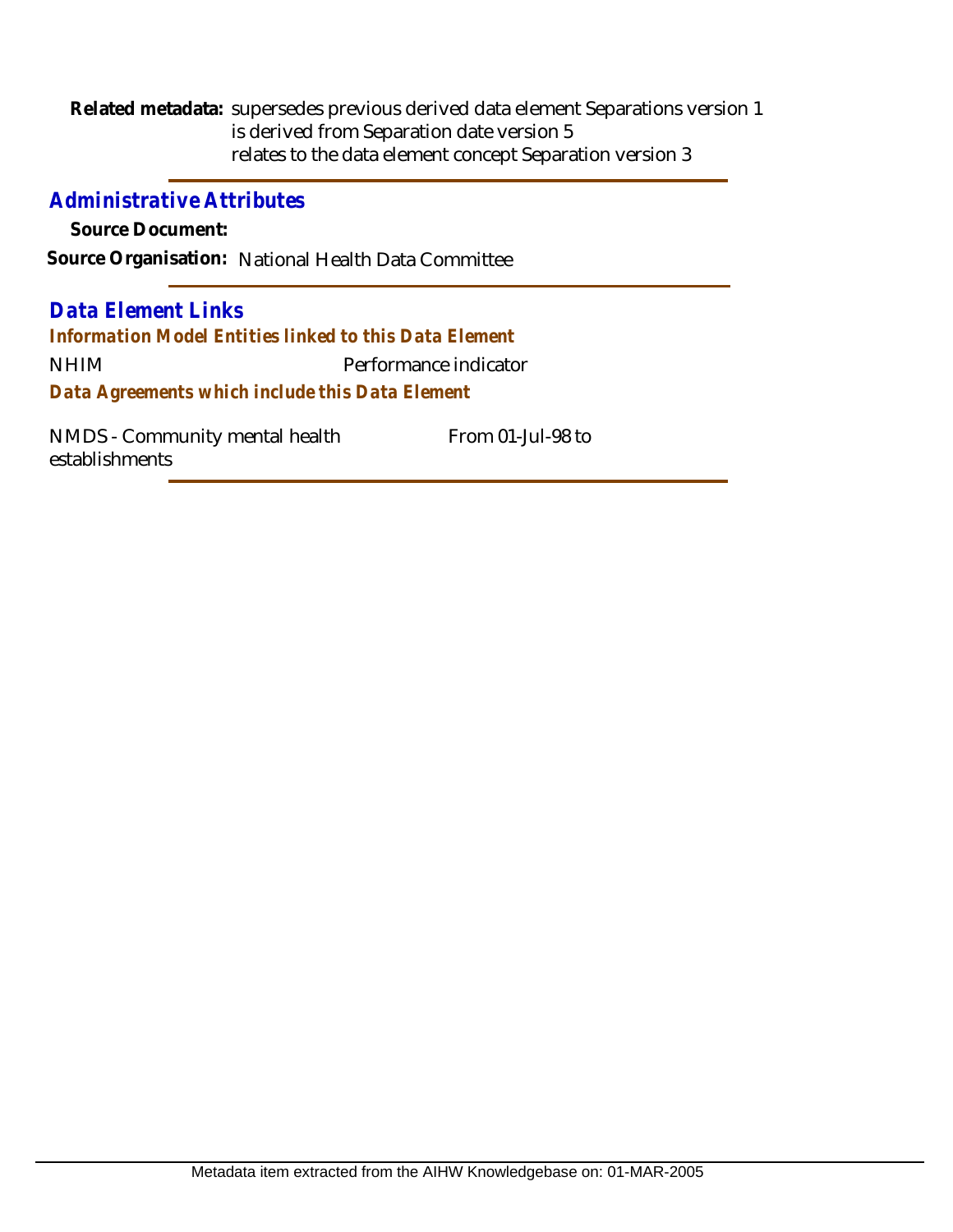**Related metadata:** supersedes previous derived data element Separations version 1
is derived from Separation date version 5
relates to the data element concept Separation version 3

## Administrative Attributes

**Source Document:**

**Source Organisation:** National Health Data Committee

## Data Element Links

### *Information Model Entities linked to this Data Element*

NHIM Performance indicator

### *Data Agreements which include this Data Element*

NMDS - Community mental health establishments From 01-Jul-98 to

Metadata item extracted from the AIHW Knowledgebase on: 01-MAR-2005